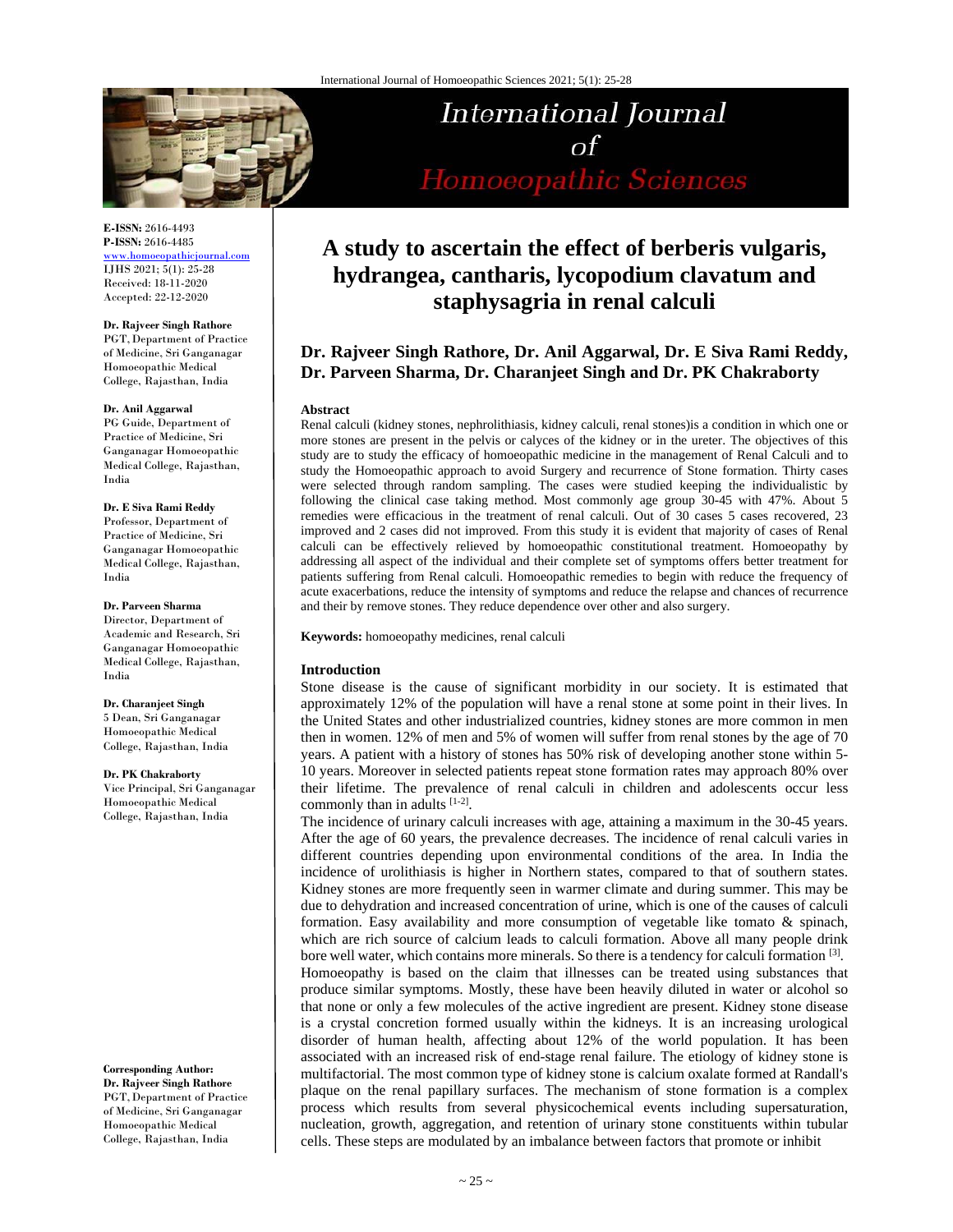# A study to ascertain the effect of berberis vulgaris, hydrangea, cantharis, lycopodium clavatum and staphysagria in renal calculi

**Dr. Rajveer Singh Rathore, Dr. Anil Aggarwal, Dr. E Siva Rami Reddy, Dr. Parveen Sharma, Dr. Charanjeet Singh and Dr. PK Chakraborty**

**E-ISSN:** 2616-4493
**P-ISSN:** 2616-4485
www.homoeopathicjournal.com
IJHS 2021; 5(1): 25-28
Received: 18-11-2020
Accepted: 22-12-2020

**Dr. Rajveer Singh Rathore**
PGT, Department of Practice of Medicine, Sri Ganganagar Homoeopathic Medical College, Rajasthan, India

**Dr. Anil Aggarwal**
PG Guide, Department of Practice of Medicine, Sri Ganganagar Homoeopathic Medical College, Rajasthan, India

**Dr. E Siva Rami Reddy**
Professor, Department of Practice of Medicine, Sri Ganganagar Homoeopathic Medical College, Rajasthan, India

**Dr. Parveen Sharma**
Director, Department of Academic and Research, Sri Ganganagar Homoeopathic Medical College, Rajasthan, India

**Dr. Charanjeet Singh**
5 Dean, Sri Ganganagar Homoeopathic Medical College, Rajasthan, India

**Dr. PK Chakraborty**
Vice Principal, Sri Ganganagar Homoeopathic Medical College, Rajasthan, India

**Corresponding Author:**
**Dr. Rajveer Singh Rathore**
PGT, Department of Practice of Medicine, Sri Ganganagar Homoeopathic Medical College, Rajasthan, India

## Abstract

Renal calculi (kidney stones, nephrolithiasis, kidney calculi, renal stones)is a condition in which one or more stones are present in the pelvis or calyces of the kidney or in the ureter. The objectives of this study are to study the efficacy of homoeopathic medicine in the management of Renal Calculi and to study the Homoeopathic approach to avoid Surgery and recurrence of Stone formation. Thirty cases were selected through random sampling. The cases were studied keeping the individualistic by following the clinical case taking method. Most commonly age group 30-45 with 47%. About 5 remedies were efficacious in the treatment of renal calculi. Out of 30 cases 5 cases recovered, 23 improved and 2 cases did not improved. From this study it is evident that majority of cases of Renal calculi can be effectively relieved by homoeopathic constitutional treatment. Homoeopathy by addressing all aspect of the individual and their complete set of symptoms offers better treatment for patients suffering from Renal calculi. Homoeopathic remedies to begin with reduce the frequency of acute exacerbations, reduce the intensity of symptoms and reduce the relapse and chances of recurrence and their by remove stones. They reduce dependence over other and also surgery.

**Keywords:** homoeopathy medicines, renal calculi

## Introduction

Stone disease is the cause of significant morbidity in our society. It is estimated that approximately 12% of the population will have a renal stone at some point in their lives. In the United States and other industrialized countries, kidney stones are more common in men then in women. 12% of men and 5% of women will suffer from renal stones by the age of 70 years. A patient with a history of stones has 50% risk of developing another stone within 5-10 years. Moreover in selected patients repeat stone formation rates may approach 80% over their lifetime. The prevalence of renal calculi in children and adolescents occur less commonly than in adults [1-2].

The incidence of urinary calculi increases with age, attaining a maximum in the 30-45 years. After the age of 60 years, the prevalence decreases. The incidence of renal calculi varies in different countries depending upon environmental conditions of the area. In India the incidence of urolithiasis is higher in Northern states, compared to that of southern states. Kidney stones are more frequently seen in warmer climate and during summer. This may be due to dehydration and increased concentration of urine, which is one of the causes of calculi formation. Easy availability and more consumption of vegetable like tomato & spinach, which are rich source of calcium leads to calculi formation. Above all many people drink bore well water, which contains more minerals. So there is a tendency for calculi formation [3].

Homoeopathy is based on the claim that illnesses can be treated using substances that produce similar symptoms. Mostly, these have been heavily diluted in water or alcohol so that none or only a few molecules of the active ingredient are present. Kidney stone disease is a crystal concretion formed usually within the kidneys. It is an increasing urological disorder of human health, affecting about 12% of the world population. It has been associated with an increased risk of end-stage renal failure. The etiology of kidney stone is multifactorial. The most common type of kidney stone is calcium oxalate formed at Randall's plaque on the renal papillary surfaces. The mechanism of stone formation is a complex process which results from several physicochemical events including supersaturation, nucleation, growth, aggregation, and retention of urinary stone constituents within tubular cells. These steps are modulated by an imbalance between factors that promote or inhibit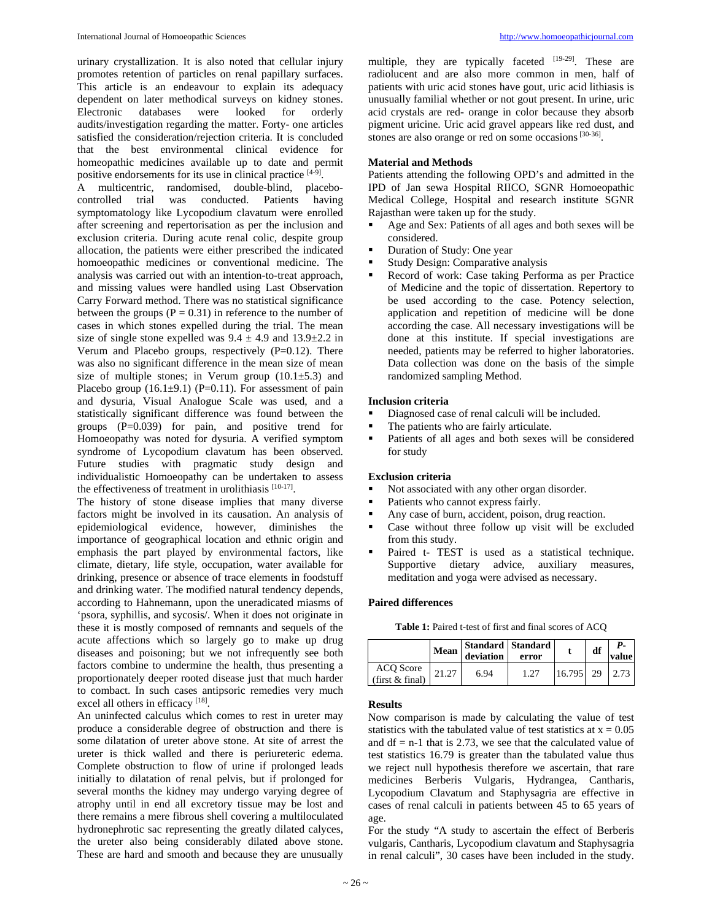urinary crystallization. It is also noted that cellular injury promotes retention of particles on renal papillary surfaces. This article is an endeavour to explain its adequacy dependent on later methodical surveys on kidney stones. Electronic databases were looked for orderly audits/investigation regarding the matter. Forty- one articles satisfied the consideration/rejection criteria. It is concluded that the best environmental clinical evidence for homeopathic medicines available up to date and permit positive endorsements for its use in clinical practice [4-9].

A multicentric, randomised, double-blind, placebo-controlled trial was conducted. Patients having symptomatology like Lycopodium clavatum were enrolled after screening and repertorisation as per the inclusion and exclusion criteria. During acute renal colic, despite group allocation, the patients were either prescribed the indicated homoeopathic medicines or conventional medicine. The analysis was carried out with an intention-to-treat approach, and missing values were handled using Last Observation Carry Forward method. There was no statistical significance between the groups ($P = 0.31$) in reference to the number of cases in which stones expelled during the trial. The mean size of single stone expelled was $9.4 \pm 4.9$ and $13.9 \pm 2.2$ in Verum and Placebo groups, respectively ($P=0.12$). There was also no significant difference in the mean size of mean size of multiple stones; in Verum group ($10.1 \pm 5.3$) and Placebo group ($16.1 \pm 9.1$) ($P=0.11$). For assessment of pain and dysuria, Visual Analogue Scale was used, and a statistically significant difference was found between the groups ($P=0.039$) for pain, and positive trend for Homoeopathy was noted for dysuria. A verified symptom syndrome of Lycopodium clavatum has been observed. Future studies with pragmatic study design and individualistic Homoeopathy can be undertaken to assess the effectiveness of treatment in urolithiasis [10-17].

The history of stone disease implies that many diverse factors might be involved in its causation. An analysis of epidemiological evidence, however, diminishes the importance of geographical location and ethnic origin and emphasis the part played by environmental factors, like climate, dietary, life style, occupation, water available for drinking, presence or absence of trace elements in foodstuff and drinking water. The modified natural tendency depends, according to Hahnemann, upon the uneradicated miasms of 'psora, syphillis, and sycosis/. When it does not originate in these it is mostly composed of remnants and sequels of the acute affections which so largely go to make up drug diseases and poisoning; but we not infrequently see both factors combine to undermine the health, thus presenting a proportionately deeper rooted disease just that much harder to combact. In such cases antipsoric remedies very much excel all others in efficacy [18].

An uninfected calculus which comes to rest in ureter may produce a considerable degree of obstruction and there is some dilatation of ureter above stone. At site of arrest the ureter is thick walled and there is periureteric edema. Complete obstruction to flow of urine if prolonged leads initially to dilatation of renal pelvis, but if prolonged for several months the kidney may undergo varying degree of atrophy until in end all excretory tissue may be lost and there remains a mere fibrous shell covering a multiloculated hydronephrotic sac representing the greatly dilated calyces, the ureter also being considerably dilated above stone. These are hard and smooth and because they are unusually multiple, they are typically faceted [19-29]. These are radiolucent and are also more common in men, half of patients with uric acid stones have gout, uric acid lithiasis is unusually familial whether or not gout present. In urine, uric acid crystals are red- orange in color because they absorb pigment uricine. Uric acid gravel appears like red dust, and stones are also orange or red on some occasions [30-36].

### Material and Methods

Patients attending the following OPD's and admitted in the IPD of Jan sewa Hospital RIICO, SGNR Homoeopathic Medical College, Hospital and research institute SGNR Rajasthan were taken up for the study.

- Age and Sex: Patients of all ages and both sexes will be considered.
- Duration of Study: One year
- Study Design: Comparative analysis
- Record of work: Case taking Performa as per Practice of Medicine and the topic of dissertation. Repertory to be used according to the case. Potency selection, application and repetition of medicine will be done according the case. All necessary investigations will be done at this institute. If special investigations are needed, patients may be referred to higher laboratories. Data collection was done on the basis of the simple randomized sampling Method.

### Inclusion criteria

- Diagnosed case of renal calculi will be included.
- The patients who are fairly articulate.
- Patients of all ages and both sexes will be considered for study

### Exclusion criteria

- Not associated with any other organ disorder.
- Patients who cannot express fairly.
- Any case of burn, accident, poison, drug reaction.
- Case without three follow up visit will be excluded from this study.
- Paired t- TEST is used as a statistical technique. Supportive dietary advice, auxiliary measures, meditation and yoga were advised as necessary.

### Paired differences

**Table 1:** Paired t-test of first and final scores of ACQ

| | Mean | Standard deviation | Standard error | t | df | P-value |
|---|---|---|---|---|---|---|
| ACQ Score (first & final) | 21.27 | 6.94 | 1.27 | 16.795 | 29 | 2.73 |

### Results

Now comparison is made by calculating the value of test statistics with the tabulated value of test statistics at $x = 0.05$ and $df = n-1$ that is 2.73, we see that the calculated value of test statistics 16.79 is greater than the tabulated value thus we reject null hypothesis therefore we ascertain, that rare medicines Berberis Vulgaris, Hydrangea, Cantharis, Lycopodium Clavatum and Staphysagria are effective in cases of renal calculi in patients between 45 to 65 years of age.

For the study "A study to ascertain the effect of Berberis vulgaris, Cantharis, Lycopodium clavatum and Staphysagria in renal calculi", 30 cases have been included in the study.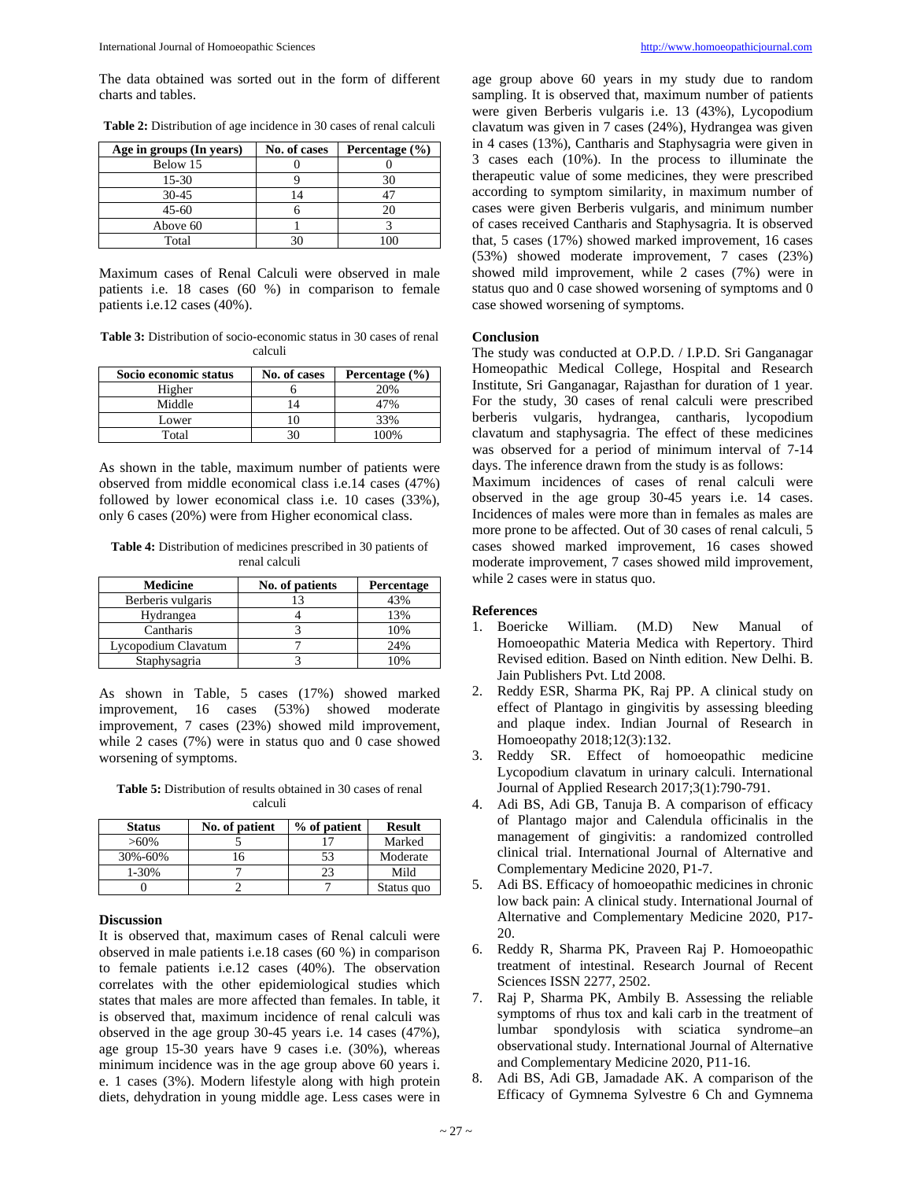The data obtained was sorted out in the form of different charts and tables.

**Table 2:** Distribution of age incidence in 30 cases of renal calculi

| Age in groups (In years) | No. of cases | Percentage (%) |
|---|---|---|
| Below 15 | 0 | 0 |
| 15-30 | 9 | 30 |
| 30-45 | 14 | 47 |
| 45-60 | 6 | 20 |
| Above 60 | 1 | 3 |
| Total | 30 | 100 |

Maximum cases of Renal Calculi were observed in male patients i.e. 18 cases (60 %) in comparison to female patients i.e.12 cases (40%).

**Table 3:** Distribution of socio-economic status in 30 cases of renal calculi

| Socio economic status | No. of cases | Percentage (%) |
|---|---|---|
| Higher | 6 | 20% |
| Middle | 14 | 47% |
| Lower | 10 | 33% |
| Total | 30 | 100% |

As shown in the table, maximum number of patients were observed from middle economical class i.e.14 cases (47%) followed by lower economical class i.e. 10 cases (33%), only 6 cases (20%) were from Higher economical class.

**Table 4:** Distribution of medicines prescribed in 30 patients of renal calculi

| Medicine | No. of patients | Percentage |
|---|---|---|
| Berberis vulgaris | 13 | 43% |
| Hydrangea | 4 | 13% |
| Cantharis | 3 | 10% |
| Lycopodium Clavatum | 7 | 24% |
| Staphysagria | 3 | 10% |

As shown in Table, 5 cases (17%) showed marked improvement, 16 cases (53%) showed moderate improvement, 7 cases (23%) showed mild improvement, while 2 cases (7%) were in status quo and 0 case showed worsening of symptoms.

**Table 5:** Distribution of results obtained in 30 cases of renal calculi

| Status | No. of patient | % of patient | Result |
|---|---|---|---|
| >60% | 5 | 17 | Marked |
| 30%-60% | 16 | 53 | Moderate |
| 1-30% | 7 | 23 | Mild |
| 0 | 2 | 7 | Status quo |

## Discussion

It is observed that, maximum cases of Renal calculi were observed in male patients i.e.18 cases (60 %) in comparison to female patients i.e.12 cases (40%). The observation correlates with the other epidemiological studies which states that males are more affected than females. In table, it is observed that, maximum incidence of renal calculi was observed in the age group 30-45 years i.e. 14 cases (47%), age group 15-30 years have 9 cases i.e. (30%), whereas minimum incidence was in the age group above 60 years i. e. 1 cases (3%). Modern lifestyle along with high protein diets, dehydration in young middle age. Less cases were in age group above 60 years in my study due to random sampling. It is observed that, maximum number of patients were given Berberis vulgaris i.e. 13 (43%), Lycopodium clavatum was given in 7 cases (24%), Hydrangea was given in 4 cases (13%), Cantharis and Staphysagria were given in 3 cases each (10%). In the process to illuminate the therapeutic value of some medicines, they were prescribed according to symptom similarity, in maximum number of cases were given Berberis vulgaris, and minimum number of cases received Cantharis and Staphysagria. It is observed that, 5 cases (17%) showed marked improvement, 16 cases (53%) showed moderate improvement, 7 cases (23%) showed mild improvement, while 2 cases (7%) were in status quo and 0 case showed worsening of symptoms and 0 case showed worsening of symptoms.

## Conclusion

The study was conducted at O.P.D. / I.P.D. Sri Ganganagar Homeopathic Medical College, Hospital and Research Institute, Sri Ganganagar, Rajasthan for duration of 1 year. For the study, 30 cases of renal calculi were prescribed berberis vulgaris, hydrangea, cantharis, lycopodium clavatum and staphysagria. The effect of these medicines was observed for a period of minimum interval of 7-14 days. The inference drawn from the study is as follows:

Maximum incidences of cases of renal calculi were observed in the age group 30-45 years i.e. 14 cases. Incidences of males were more than in females as males are more prone to be affected. Out of 30 cases of renal calculi, 5 cases showed marked improvement, 16 cases showed moderate improvement, 7 cases showed mild improvement, while 2 cases were in status quo.

## References

1. Boericke William. (M.D) New Manual of Homoeopathic Materia Medica with Repertory. Third Revised edition. Based on Ninth edition. New Delhi. B. Jain Publishers Pvt. Ltd 2008.
2. Reddy ESR, Sharma PK, Raj PP. A clinical study on effect of Plantago in gingivitis by assessing bleeding and plaque index. Indian Journal of Research in Homoeopathy 2018;12(3):132.
3. Reddy SR. Effect of homoeopathic medicine Lycopodium clavatum in urinary calculi. International Journal of Applied Research 2017;3(1):790-791.
4. Adi BS, Adi GB, Tanuja B. A comparison of efficacy of Plantago major and Calendula officinalis in the management of gingivitis: a randomized controlled clinical trial. International Journal of Alternative and Complementary Medicine 2020, P1-7.
5. Adi BS. Efficacy of homoeopathic medicines in chronic low back pain: A clinical study. International Journal of Alternative and Complementary Medicine 2020, P17-20.
6. Reddy R, Sharma PK, Praveen Raj P. Homoeopathic treatment of intestinal. Research Journal of Recent Sciences ISSN 2277, 2502.
7. Raj P, Sharma PK, Ambily B. Assessing the reliable symptoms of rhus tox and kali carb in the treatment of lumbar spondylosis with sciatica syndrome–an observational study. International Journal of Alternative and Complementary Medicine 2020, P11-16.
8. Adi BS, Adi GB, Jamadade AK. A comparison of the Efficacy of Gymnema Sylvestre 6 Ch and Gymnema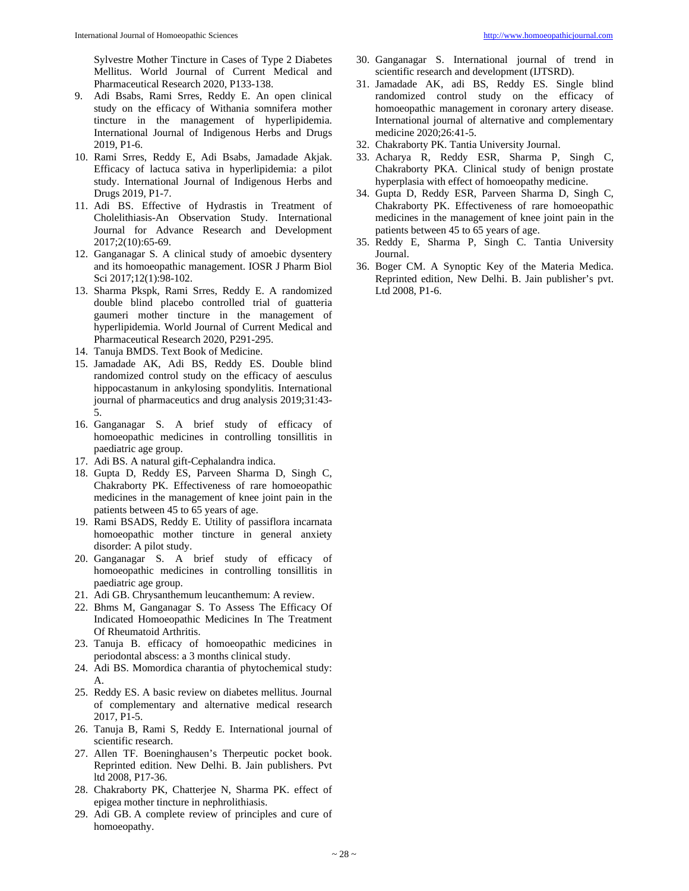Sylvestre Mother Tincture in Cases of Type 2 Diabetes Mellitus. World Journal of Current Medical and Pharmaceutical Research 2020, P133-138.

9. Adi Bsabs, Rami Srres, Reddy E. An open clinical study on the efficacy of Withania somnifera mother tincture in the management of hyperlipidemia. International Journal of Indigenous Herbs and Drugs 2019, P1-6.
10. Rami Srres, Reddy E, Adi Bsabs, Jamadade Akjak. Efficacy of lactuca sativa in hyperlipidemia: a pilot study. International Journal of Indigenous Herbs and Drugs 2019, P1-7.
11. Adi BS. Effective of Hydrastis in Treatment of Cholelithiasis-An Observation Study. International Journal for Advance Research and Development 2017;2(10):65-69.
12. Ganganagar S. A clinical study of amoebic dysentery and its homoeopathic management. IOSR J Pharm Biol Sci 2017;12(1):98-102.
13. Sharma Pkspk, Rami Srres, Reddy E. A randomized double blind placebo controlled trial of guatteria gaumeri mother tincture in the management of hyperlipidemia. World Journal of Current Medical and Pharmaceutical Research 2020, P291-295.
14. Tanuja BMDS. Text Book of Medicine.
15. Jamadade AK, Adi BS, Reddy ES. Double blind randomized control study on the efficacy of aesculus hippocastanum in ankylosing spondylitis. International journal of pharmaceutics and drug analysis 2019;31:43-5.
16. Ganganagar S. A brief study of efficacy of homoeopathic medicines in controlling tonsillitis in paediatric age group.
17. Adi BS. A natural gift-Cephalandra indica.
18. Gupta D, Reddy ES, Parveen Sharma D, Singh C, Chakraborty PK. Effectiveness of rare homoeopathic medicines in the management of knee joint pain in the patients between 45 to 65 years of age.
19. Rami BSADS, Reddy E. Utility of passiflora incarnata homoeopathic mother tincture in general anxiety disorder: A pilot study.
20. Ganganagar S. A brief study of efficacy of homoeopathic medicines in controlling tonsillitis in paediatric age group.
21. Adi GB. Chrysanthemum leucanthemum: A review.
22. Bhms M, Ganganagar S. To Assess The Efficacy Of Indicated Homoeopathic Medicines In The Treatment Of Rheumatoid Arthritis.
23. Tanuja B. efficacy of homoeopathic medicines in periodontal abscess: a 3 months clinical study.
24. Adi BS. Momordica charantia of phytochemical study: A.
25. Reddy ES. A basic review on diabetes mellitus. Journal of complementary and alternative medical research 2017, P1-5.
26. Tanuja B, Rami S, Reddy E. International journal of scientific research.
27. Allen TF. Boeninghausen's Therpeutic pocket book. Reprinted edition. New Delhi. B. Jain publishers. Pvt ltd 2008, P17-36.
28. Chakraborty PK, Chatterjee N, Sharma PK. effect of epigea mother tincture in nephrolithiasis.
29. Adi GB. A complete review of principles and cure of homoeopathy.
30. Ganganagar S. International journal of trend in scientific research and development (IJTSRD).
31. Jamadade AK, adi BS, Reddy ES. Single blind randomized control study on the efficacy of homoeopathic management in coronary artery disease. International journal of alternative and complementary medicine 2020;26:41-5.
32. Chakraborty PK. Tantia University Journal.
33. Acharya R, Reddy ESR, Sharma P, Singh C, Chakraborty PKA. Clinical study of benign prostate hyperplasia with effect of homoeopathy medicine.
34. Gupta D, Reddy ESR, Parveen Sharma D, Singh C, Chakraborty PK. Effectiveness of rare homoeopathic medicines in the management of knee joint pain in the patients between 45 to 65 years of age.
35. Reddy E, Sharma P, Singh C. Tantia University Journal.
36. Boger CM. A Synoptic Key of the Materia Medica. Reprinted edition, New Delhi. B. Jain publisher's pvt. Ltd 2008, P1-6.